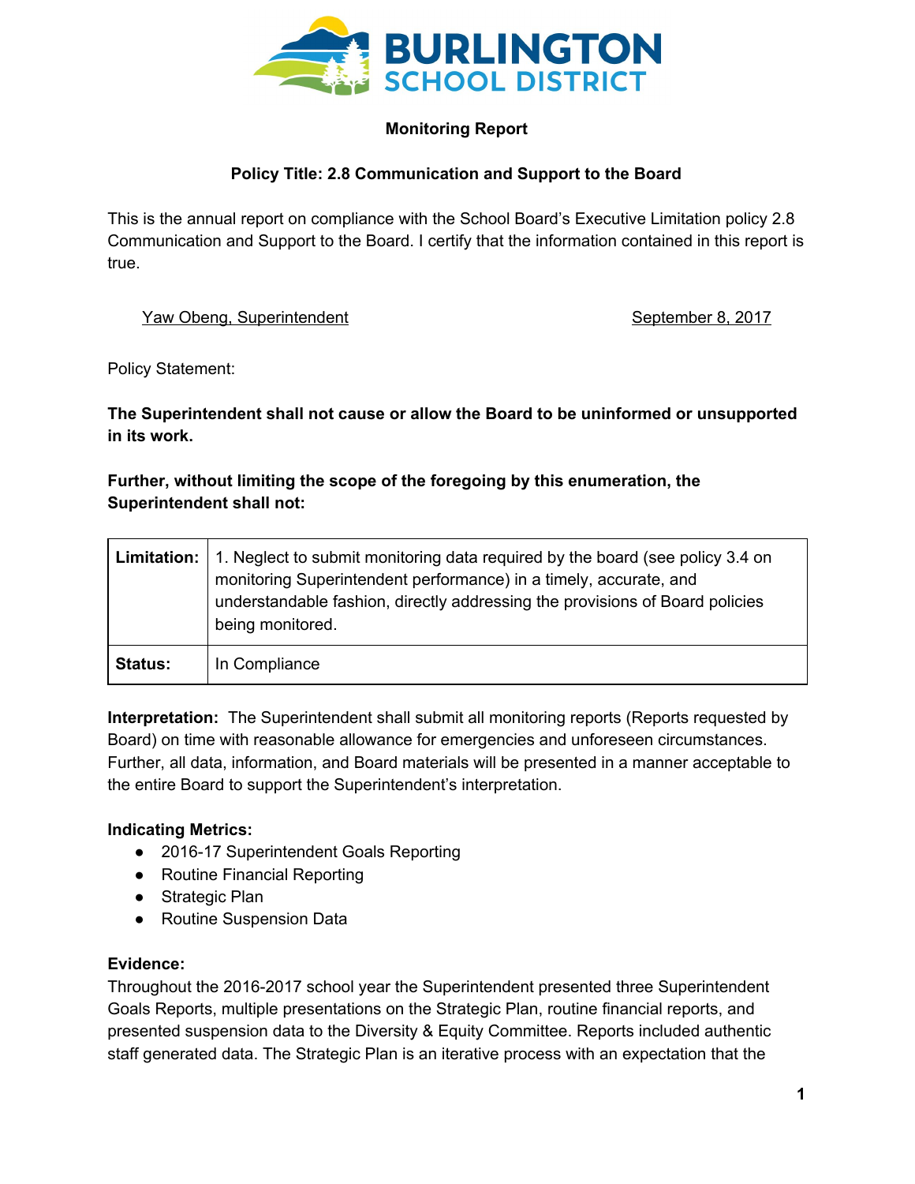**BURLINGTON SCHOOL DISTRICT**

**Monitoring Report**

**Policy Title: 2.8 Communication and Support to the Board**

This is the annual report on compliance with the School Board's Executive Limitation policy 2.8 Communication and Support to the Board. I certify that the information contained in this report is true.

Yaw Obeng, Superintendent — September 8, 2017

Policy Statement:

**The Superintendent shall not cause or allow the Board to be uninformed or unsupported in its work.**

**Further, without limiting the scope of the foregoing by this enumeration, the Superintendent shall not:**

| **Limitation:** | 1. Neglect to submit monitoring data required by the board (see policy 3.4 on monitoring Superintendent performance) in a timely, accurate, and understandable fashion, directly addressing the provisions of Board policies being monitored. |
|---|---|
| **Status:** | In Compliance |

**Interpretation:** The Superintendent shall submit all monitoring reports (Reports requested by Board) on time with reasonable allowance for emergencies and unforeseen circumstances. Further, all data, information, and Board materials will be presented in a manner acceptable to the entire Board to support the Superintendent's interpretation.

**Indicating Metrics:**

- 2016-17 Superintendent Goals Reporting
- Routine Financial Reporting
- Strategic Plan
- Routine Suspension Data

**Evidence:**
Throughout the 2016-2017 school year the Superintendent presented three Superintendent Goals Reports, multiple presentations on the Strategic Plan, routine financial reports, and presented suspension data to the Diversity & Equity Committee. Reports included authentic staff generated data. The Strategic Plan is an iterative process with an expectation that the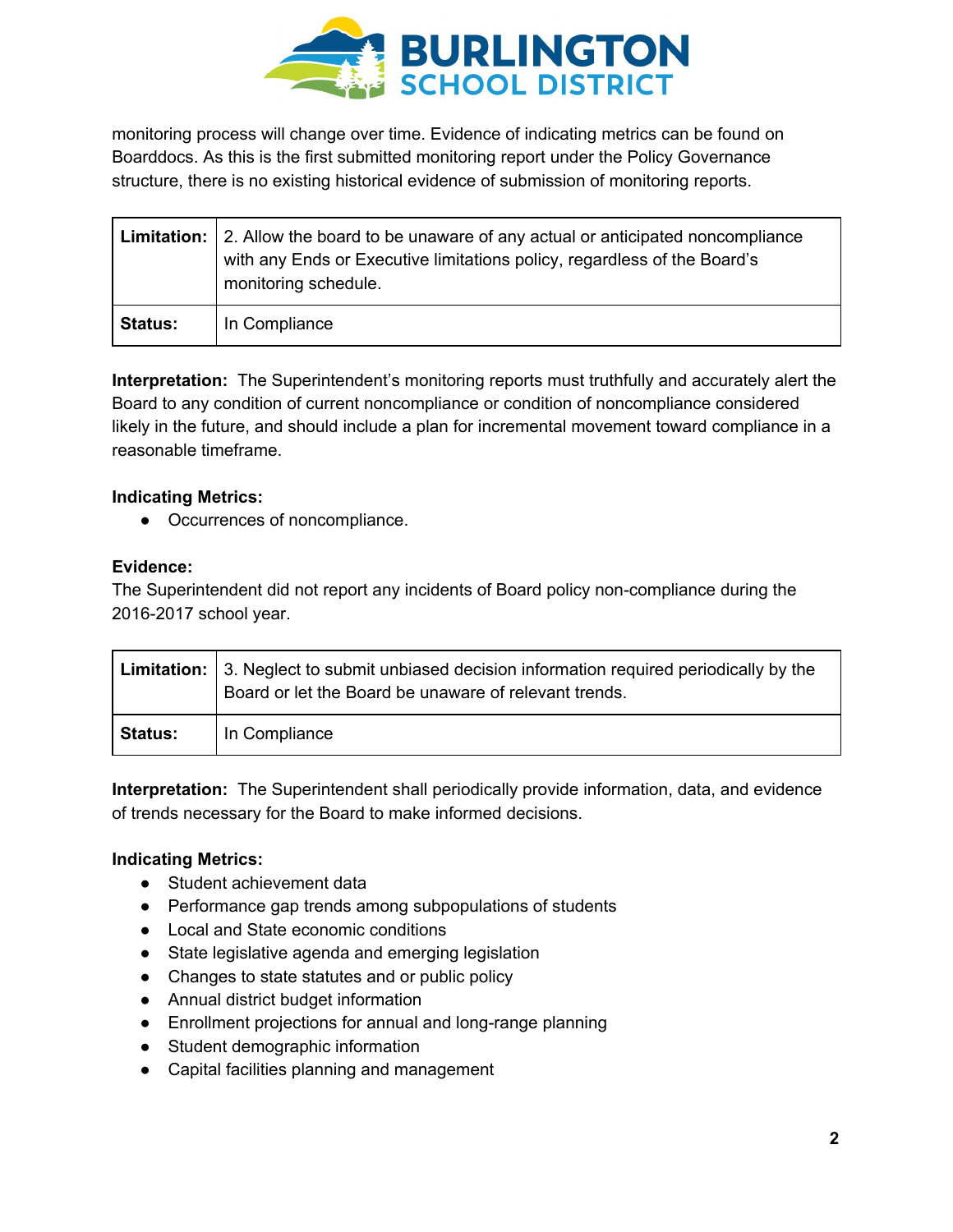monitoring process will change over time. Evidence of indicating metrics can be found on Boarddocs. As this is the first submitted monitoring report under the Policy Governance structure, there is no existing historical evidence of submission of monitoring reports.

| **Limitation:** | 2. Allow the board to be unaware of any actual or anticipated noncompliance with any Ends or Executive limitations policy, regardless of the Board's monitoring schedule. |
|---|---|
| **Status:** | In Compliance |

**Interpretation:** The Superintendent's monitoring reports must truthfully and accurately alert the Board to any condition of current noncompliance or condition of noncompliance considered likely in the future, and should include a plan for incremental movement toward compliance in a reasonable timeframe.

**Indicating Metrics:**

- Occurrences of noncompliance.

**Evidence:**
The Superintendent did not report any incidents of Board policy non-compliance during the 2016-2017 school year.

| **Limitation:** | 3. Neglect to submit unbiased decision information required periodically by the Board or let the Board be unaware of relevant trends. |
|---|---|
| **Status:** | In Compliance |

**Interpretation:** The Superintendent shall periodically provide information, data, and evidence of trends necessary for the Board to make informed decisions.

**Indicating Metrics:**

- Student achievement data
- Performance gap trends among subpopulations of students
- Local and State economic conditions
- State legislative agenda and emerging legislation
- Changes to state statutes and or public policy
- Annual district budget information
- Enrollment projections for annual and long-range planning
- Student demographic information
- Capital facilities planning and management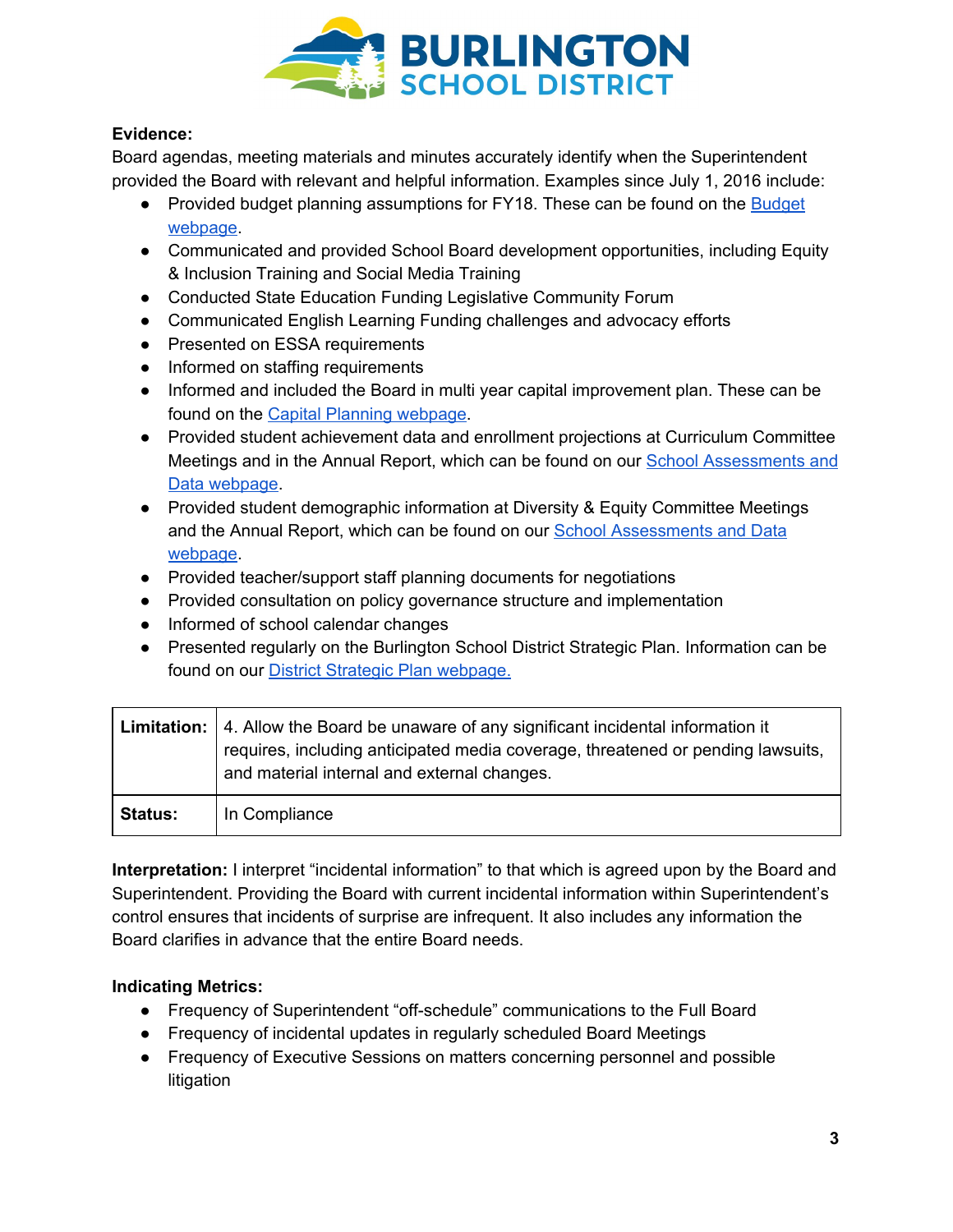**Evidence:**

Board agendas, meeting materials and minutes accurately identify when the Superintendent provided the Board with relevant and helpful information. Examples since July 1, 2016 include:

- Provided budget planning assumptions for FY18. These can be found on the Budget webpage.
- Communicated and provided School Board development opportunities, including Equity & Inclusion Training and Social Media Training
- Conducted State Education Funding Legislative Community Forum
- Communicated English Learning Funding challenges and advocacy efforts
- Presented on ESSA requirements
- Informed on staffing requirements
- Informed and included the Board in multi year capital improvement plan. These can be found on the Capital Planning webpage.
- Provided student achievement data and enrollment projections at Curriculum Committee Meetings and in the Annual Report, which can be found on our School Assessments and Data webpage.
- Provided student demographic information at Diversity & Equity Committee Meetings and the Annual Report, which can be found on our School Assessments and Data webpage.
- Provided teacher/support staff planning documents for negotiations
- Provided consultation on policy governance structure and implementation
- Informed of school calendar changes
- Presented regularly on the Burlington School District Strategic Plan. Information can be found on our District Strategic Plan webpage.

| **Limitation:** | 4. Allow the Board be unaware of any significant incidental information it requires, including anticipated media coverage, threatened or pending lawsuits, and material internal and external changes. |
|---|---|
| **Status:** | In Compliance |

**Interpretation:** I interpret "incidental information" to that which is agreed upon by the Board and Superintendent. Providing the Board with current incidental information within Superintendent's control ensures that incidents of surprise are infrequent. It also includes any information the Board clarifies in advance that the entire Board needs.

**Indicating Metrics:**

- Frequency of Superintendent "off-schedule" communications to the Full Board
- Frequency of incidental updates in regularly scheduled Board Meetings
- Frequency of Executive Sessions on matters concerning personnel and possible litigation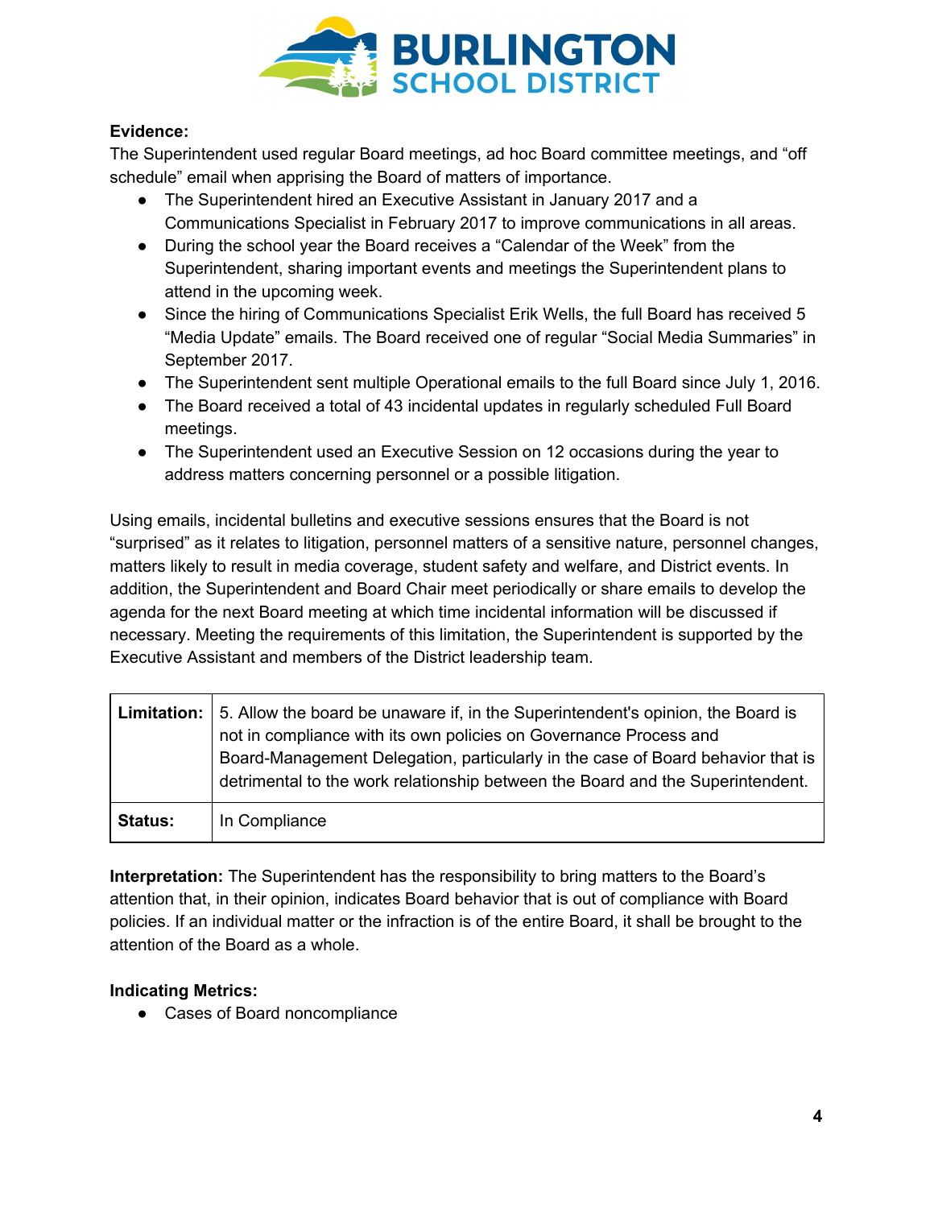**Evidence:**
The Superintendent used regular Board meetings, ad hoc Board committee meetings, and "off schedule" email when apprising the Board of matters of importance.

- The Superintendent hired an Executive Assistant in January 2017 and a Communications Specialist in February 2017 to improve communications in all areas.
- During the school year the Board receives a "Calendar of the Week" from the Superintendent, sharing important events and meetings the Superintendent plans to attend in the upcoming week.
- Since the hiring of Communications Specialist Erik Wells, the full Board has received 5 "Media Update" emails. The Board received one of regular "Social Media Summaries" in September 2017.
- The Superintendent sent multiple Operational emails to the full Board since July 1, 2016.
- The Board received a total of 43 incidental updates in regularly scheduled Full Board meetings.
- The Superintendent used an Executive Session on 12 occasions during the year to address matters concerning personnel or a possible litigation.

Using emails, incidental bulletins and executive sessions ensures that the Board is not "surprised" as it relates to litigation, personnel matters of a sensitive nature, personnel changes, matters likely to result in media coverage, student safety and welfare, and District events. In addition, the Superintendent and Board Chair meet periodically or share emails to develop the agenda for the next Board meeting at which time incidental information will be discussed if necessary. Meeting the requirements of this limitation, the Superintendent is supported by the Executive Assistant and members of the District leadership team.

| **Limitation:** | 5. Allow the board be unaware if, in the Superintendent's opinion, the Board is not in compliance with its own policies on Governance Process and Board-Management Delegation, particularly in the case of Board behavior that is detrimental to the work relationship between the Board and the Superintendent. |
|---|---|
| **Status:** | In Compliance |

**Interpretation:** The Superintendent has the responsibility to bring matters to the Board's attention that, in their opinion, indicates Board behavior that is out of compliance with Board policies. If an individual matter or the infraction is of the entire Board, it shall be brought to the attention of the Board as a whole.

**Indicating Metrics:**

- Cases of Board noncompliance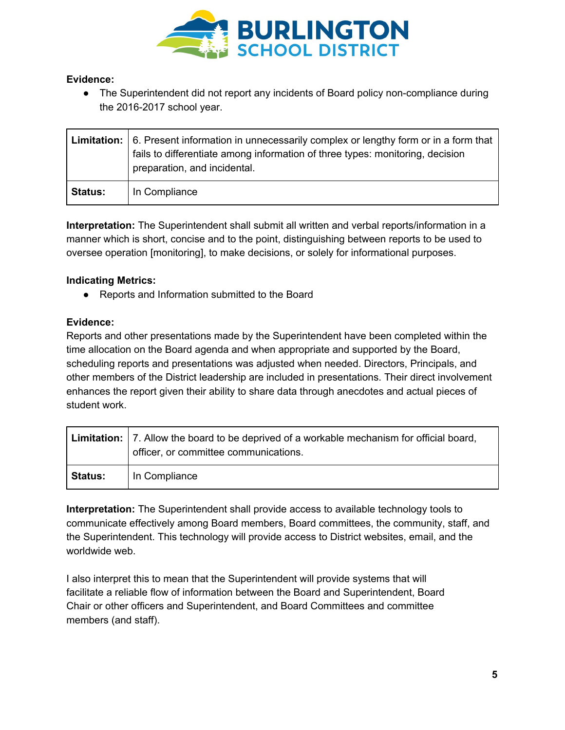**Evidence:**

- The Superintendent did not report any incidents of Board policy non-compliance during the 2016-2017 school year.

| **Limitation:** | 6. Present information in unnecessarily complex or lengthy form or in a form that fails to differentiate among information of three types: monitoring, decision preparation, and incidental. |
|---|---|
| **Status:** | In Compliance |

**Interpretation:** The Superintendent shall submit all written and verbal reports/information in a manner which is short, concise and to the point, distinguishing between reports to be used to oversee operation [monitoring], to make decisions, or solely for informational purposes.

**Indicating Metrics:**

- Reports and Information submitted to the Board

**Evidence:**

Reports and other presentations made by the Superintendent have been completed within the time allocation on the Board agenda and when appropriate and supported by the Board, scheduling reports and presentations was adjusted when needed. Directors, Principals, and other members of the District leadership are included in presentations. Their direct involvement enhances the report given their ability to share data through anecdotes and actual pieces of student work.

| **Limitation:** | 7. Allow the board to be deprived of a workable mechanism for official board, officer, or committee communications. |
|---|---|
| **Status:** | In Compliance |

**Interpretation:** The Superintendent shall provide access to available technology tools to communicate effectively among Board members, Board committees, the community, staff, and the Superintendent. This technology will provide access to District websites, email, and the worldwide web.

I also interpret this to mean that the Superintendent will provide systems that will facilitate a reliable flow of information between the Board and Superintendent, Board Chair or other officers and Superintendent, and Board Committees and committee members (and staff).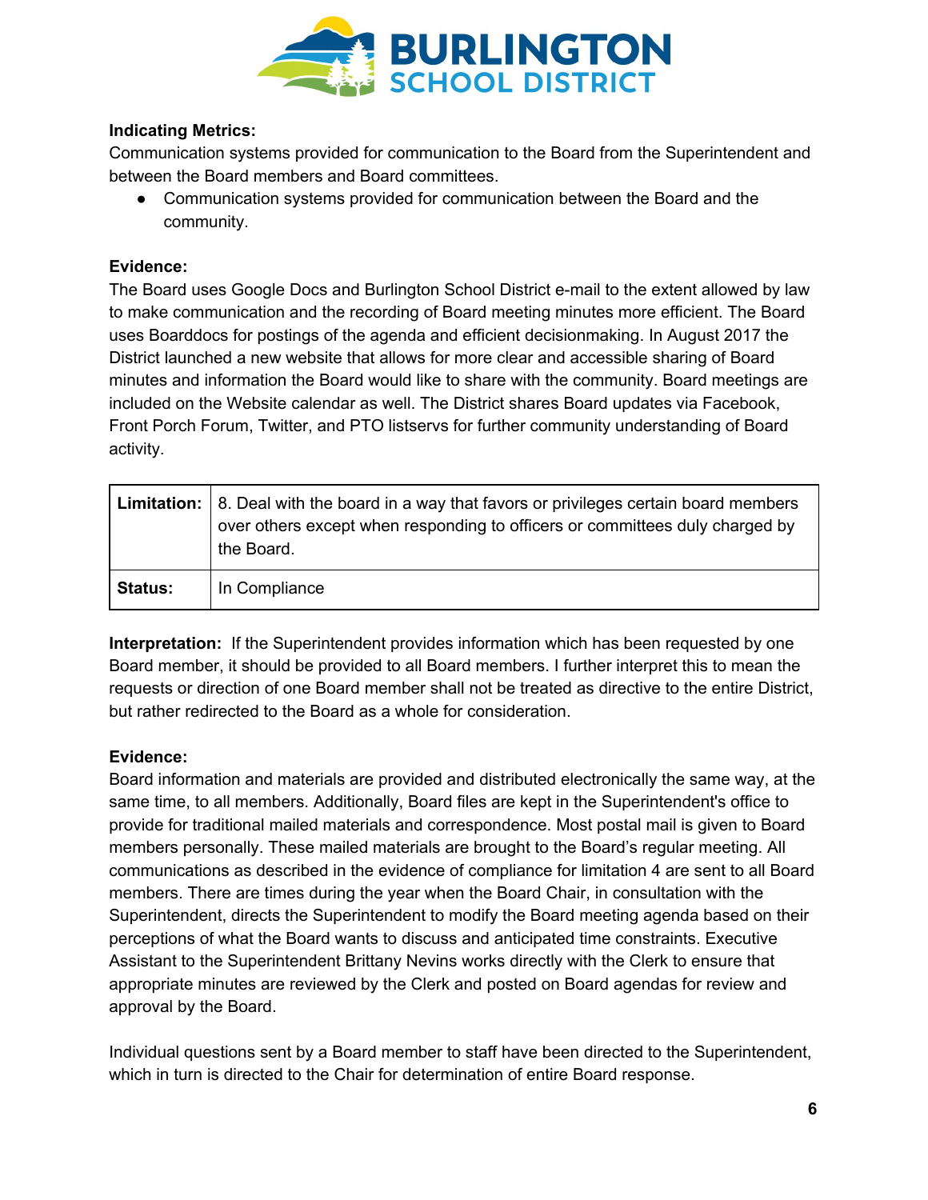**Indicating Metrics:**
Communication systems provided for communication to the Board from the Superintendent and between the Board members and Board committees.

- Communication systems provided for communication between the Board and the community.

**Evidence:**
The Board uses Google Docs and Burlington School District e-mail to the extent allowed by law to make communication and the recording of Board meeting minutes more efficient. The Board uses Boarddocs for postings of the agenda and efficient decisionmaking. In August 2017 the District launched a new website that allows for more clear and accessible sharing of Board minutes and information the Board would like to share with the community. Board meetings are included on the Website calendar as well. The District shares Board updates via Facebook, Front Porch Forum, Twitter, and PTO listservs for further community understanding of Board activity.

| **Limitation:** | 8. Deal with the board in a way that favors or privileges certain board members over others except when responding to officers or committees duly charged by the Board. |
|---|---|
| **Status:** | In Compliance |

**Interpretation:** If the Superintendent provides information which has been requested by one Board member, it should be provided to all Board members. I further interpret this to mean the requests or direction of one Board member shall not be treated as directive to the entire District, but rather redirected to the Board as a whole for consideration.

**Evidence:**
Board information and materials are provided and distributed electronically the same way, at the same time, to all members. Additionally, Board files are kept in the Superintendent's office to provide for traditional mailed materials and correspondence. Most postal mail is given to Board members personally. These mailed materials are brought to the Board's regular meeting. All communications as described in the evidence of compliance for limitation 4 are sent to all Board members. There are times during the year when the Board Chair, in consultation with the Superintendent, directs the Superintendent to modify the Board meeting agenda based on their perceptions of what the Board wants to discuss and anticipated time constraints. Executive Assistant to the Superintendent Brittany Nevins works directly with the Clerk to ensure that appropriate minutes are reviewed by the Clerk and posted on Board agendas for review and approval by the Board.

Individual questions sent by a Board member to staff have been directed to the Superintendent, which in turn is directed to the Chair for determination of entire Board response.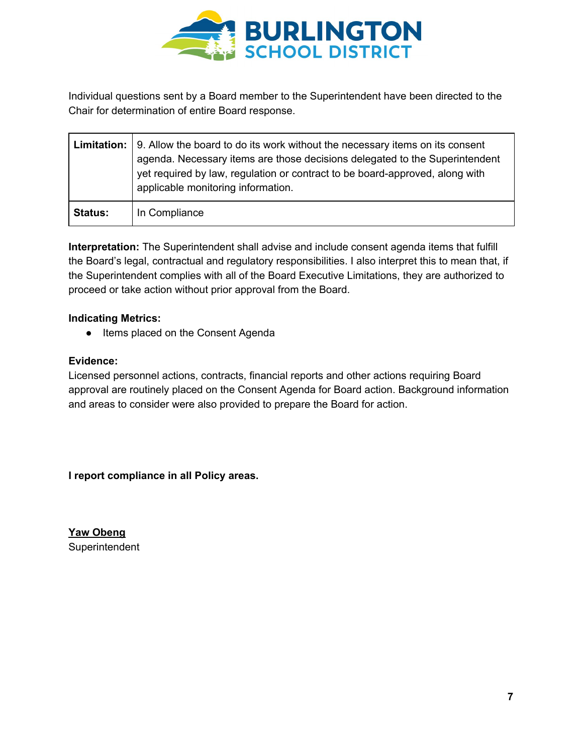Individual questions sent by a Board member to the Superintendent have been directed to the Chair for determination of entire Board response.

| | |
|---|---|
| **Limitation:** | 9. Allow the board to do its work without the necessary items on its consent agenda. Necessary items are those decisions delegated to the Superintendent yet required by law, regulation or contract to be board-approved, along with applicable monitoring information. |
| **Status:** | In Compliance |

**Interpretation:** The Superintendent shall advise and include consent agenda items that fulfill the Board's legal, contractual and regulatory responsibilities. I also interpret this to mean that, if the Superintendent complies with all of the Board Executive Limitations, they are authorized to proceed or take action without prior approval from the Board.

**Indicating Metrics:**

- Items placed on the Consent Agenda

**Evidence:**
Licensed personnel actions, contracts, financial reports and other actions requiring Board approval are routinely placed on the Consent Agenda for Board action. Background information and areas to consider were also provided to prepare the Board for action.

**I report compliance in all Policy areas.**

**Yaw Obeng**
Superintendent